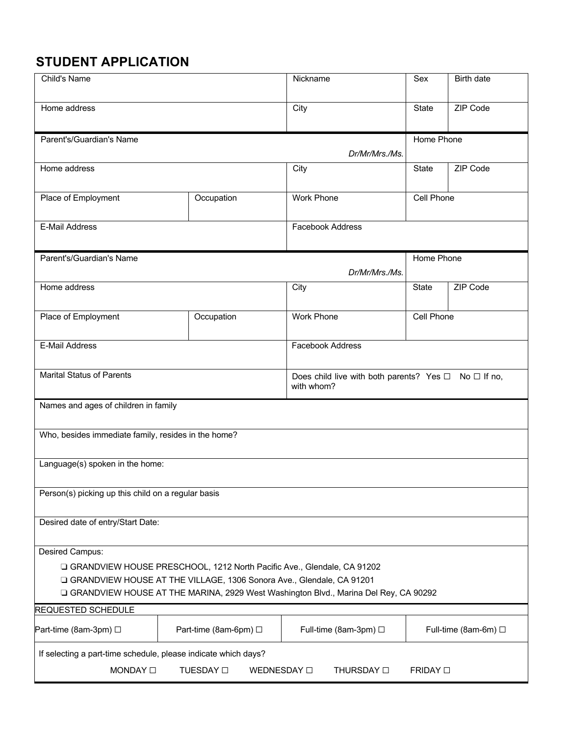# STUDENT APPLICATION

| Child's Name | | Nickname | Sex | Birth date |
|---|---|---|---|---|
| Home address | | City | State | ZIP Code |
| Parent's/Guardian's Name *Dr/Mr/Mrs./Ms.* | | | Home Phone | |
| Home address | | City | State | ZIP Code |
| Place of Employment | Occupation | Work Phone | Cell Phone | |
| E-Mail Address | | Facebook Address | | |
| Parent's/Guardian's Name *Dr/Mr/Mrs./Ms.* | | | Home Phone | |
| Home address | | City | State | ZIP Code |
| Place of Employment | Occupation | Work Phone | Cell Phone | |
| E-Mail Address | | Facebook Address | | |
| Marital Status of Parents | | Does child live with both parents? Yes ☐ No ☐ If no, with whom? | | |

Names and ages of children in family

Who, besides immediate family, resides in the home?

Language(s) spoken in the home:

Person(s) picking up this child on a regular basis

Desired date of entry/Start Date:

Desired Campus:

- ❑ GRANDVIEW HOUSE PRESCHOOL, 1212 North Pacific Ave., Glendale, CA 91202
- ❑ GRANDVIEW HOUSE AT THE VILLAGE, 1306 Sonora Ave., Glendale, CA 91201
- ❑ GRANDVIEW HOUSE AT THE MARINA, 2929 West Washington Blvd., Marina Del Rey, CA 90292

REQUESTED SCHEDULE

| Part-time (8am-3pm) ☐ | Part-time (8am-6pm) ☐ | Full-time (8am-3pm) ☐ | Full-time (8am-6m) ☐ |
|---|---|---|---|

If selecting a part-time schedule, please indicate which days?

MONDAY ☐ TUESDAY ☐ WEDNESDAY ☐ THURSDAY ☐ FRIDAY ☐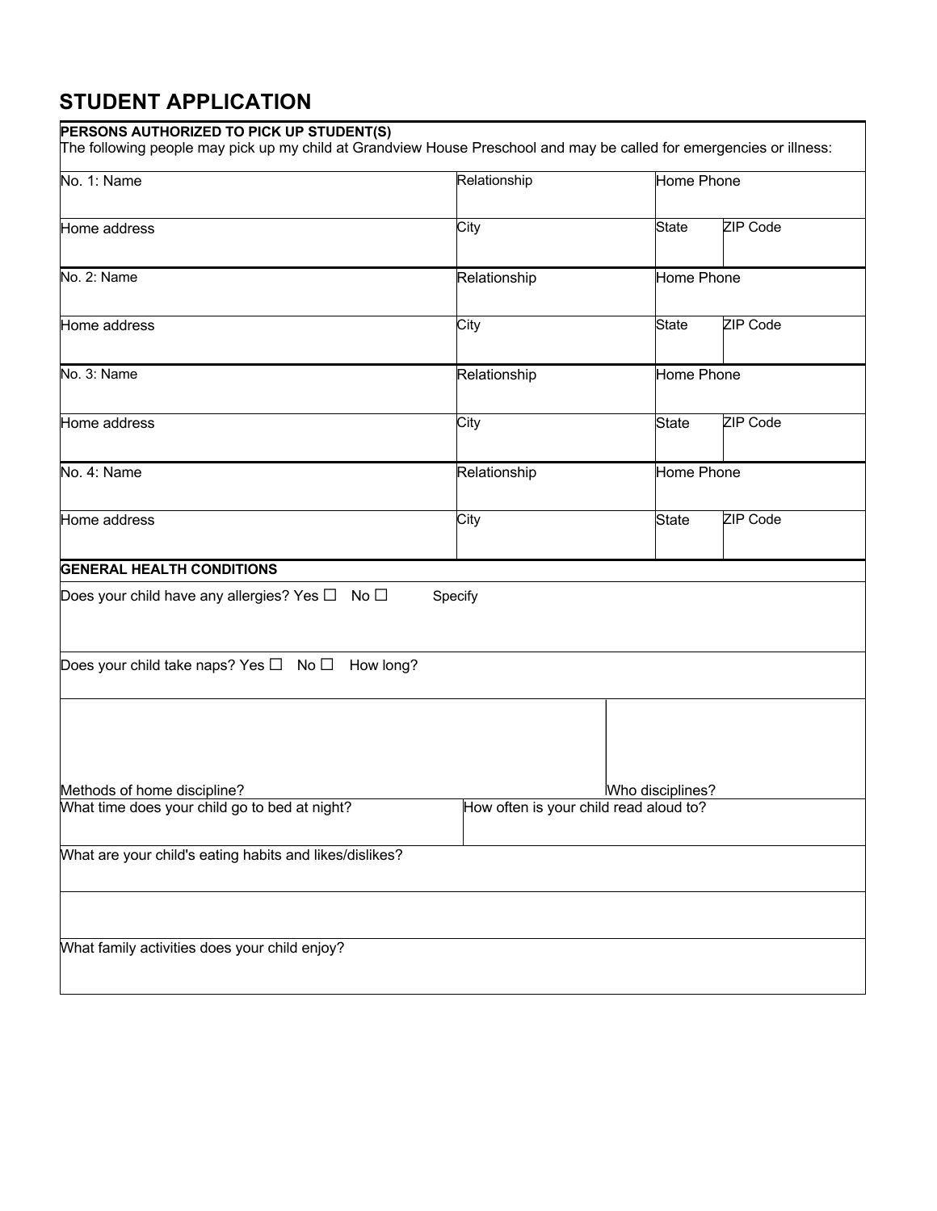# STUDENT APPLICATION

**PERSONS AUTHORIZED TO PICK UP STUDENT(S)**

The following people may pick up my child at Grandview House Preschool and may be called for emergencies or illness:

| No. 1: Name | Relationship | Home Phone | |
|---|---|---|---|
| Home address | City | State | ZIP Code |
| No. 2: Name | Relationship | Home Phone | |
| Home address | City | State | ZIP Code |
| No. 3: Name | Relationship | Home Phone | |
| Home address | City | State | ZIP Code |
| No. 4: Name | Relationship | Home Phone | |
| Home address | City | State | ZIP Code |

**GENERAL HEALTH CONDITIONS**

Does your child have any allergies? Yes ☐ No ☐ Specify

Does your child take naps? Yes ☐ No ☐ How long?

| Methods of home discipline? | Who disciplines? |
|---|---|

| What time does your child go to bed at night? | How often is your child read aloud to? |
|---|---|

What are your child's eating habits and likes/dislikes?

What family activities does your child enjoy?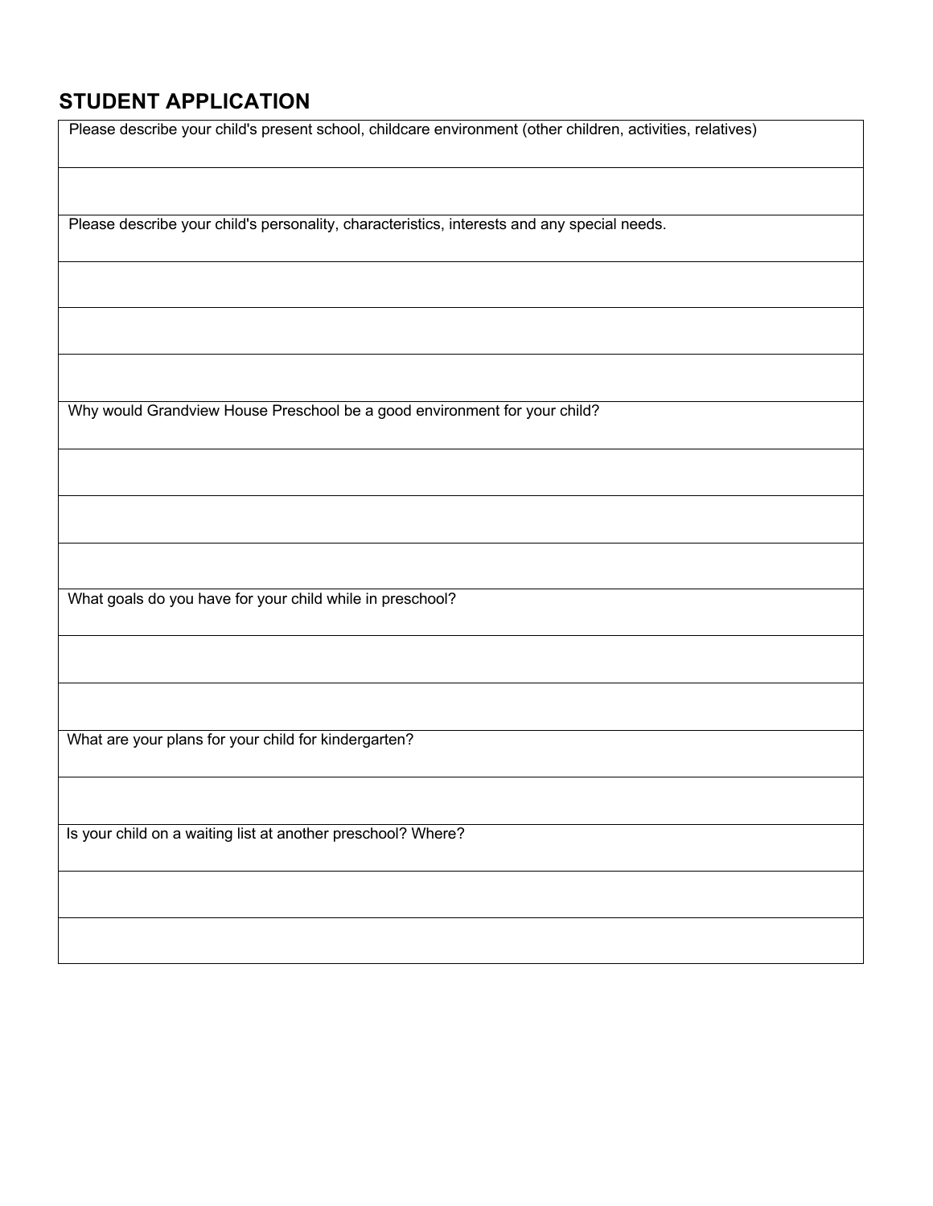## STUDENT APPLICATION

| Please describe your child's present school, childcare environment (other children, activities, relatives) |
| --- |
| |
| Please describe your child's personality, characteristics, interests and any special needs. |
| |
| |
| |
| Why would Grandview House Preschool be a good environment for your child? |
| |
| |
| |
| What goals do you have for your child while in preschool? |
| |
| |
| What are your plans for your child for kindergarten? |
| |
| Is your child on a waiting list at another preschool? Where? |
| |
| |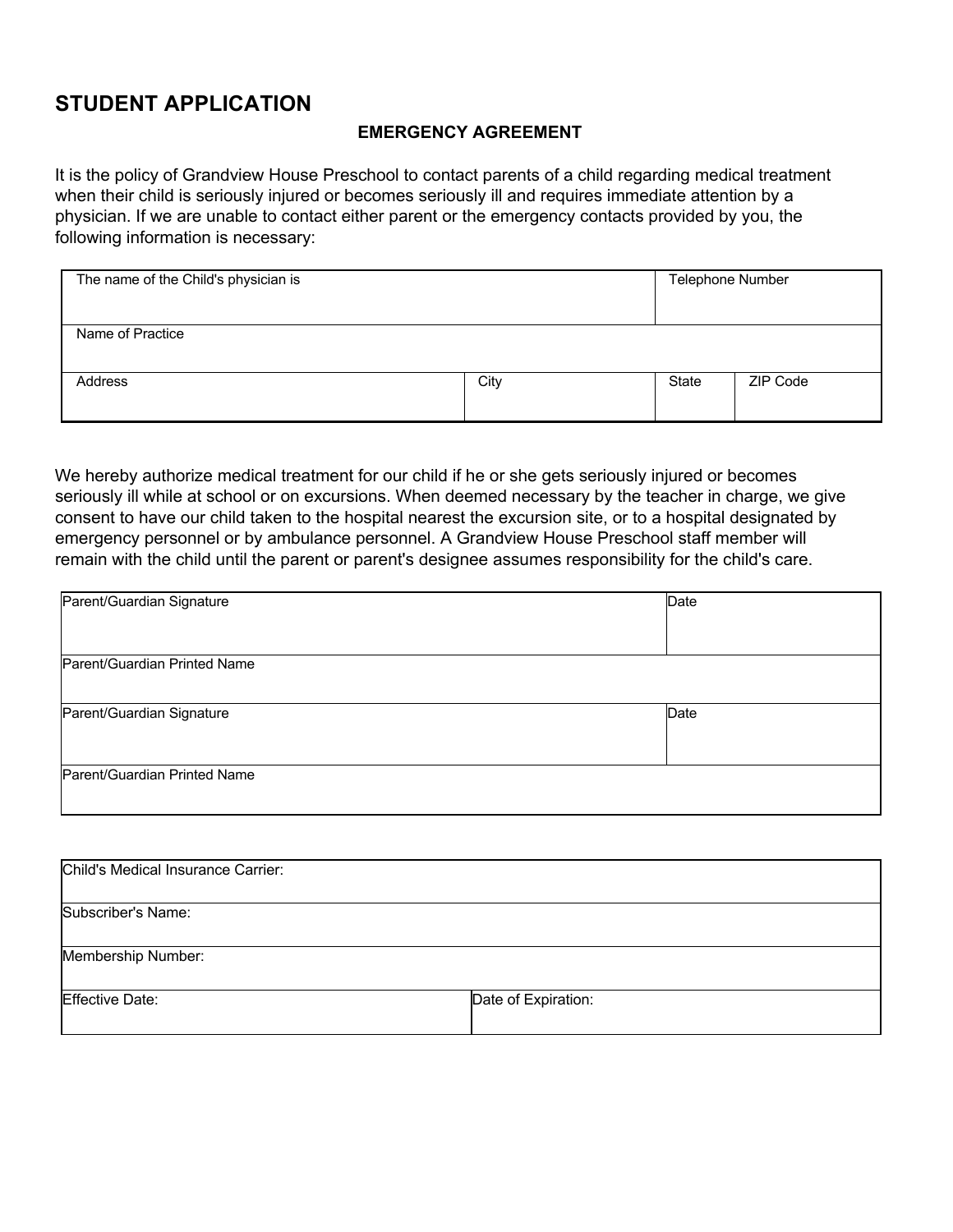# STUDENT APPLICATION

### EMERGENCY AGREEMENT

It is the policy of Grandview House Preschool to contact parents of a child regarding medical treatment when their child is seriously injured or becomes seriously ill and requires immediate attention by a physician. If we are unable to contact either parent or the emergency contacts provided by you, the following information is necessary:

| | | | |
|---|---|---|---|
| The name of the Child's physician is | | Telephone Number | |
| Name of Practice | | | |
| Address | City | State | ZIP Code |

We hereby authorize medical treatment for our child if he or she gets seriously injured or becomes seriously ill while at school or on excursions. When deemed necessary by the teacher in charge, we give consent to have our child taken to the hospital nearest the excursion site, or to a hospital designated by emergency personnel or by ambulance personnel. A Grandview House Preschool staff member will remain with the child until the parent or parent's designee assumes responsibility for the child's care.

| | |
|---|---|
| Parent/Guardian Signature | Date |
| Parent/Guardian Printed Name | |
| Parent/Guardian Signature | Date |
| Parent/Guardian Printed Name | |

| | |
|---|---|
| Child's Medical Insurance Carrier: | |
| Subscriber's Name: | |
| Membership Number: | |
| Effective Date: | Date of Expiration: |